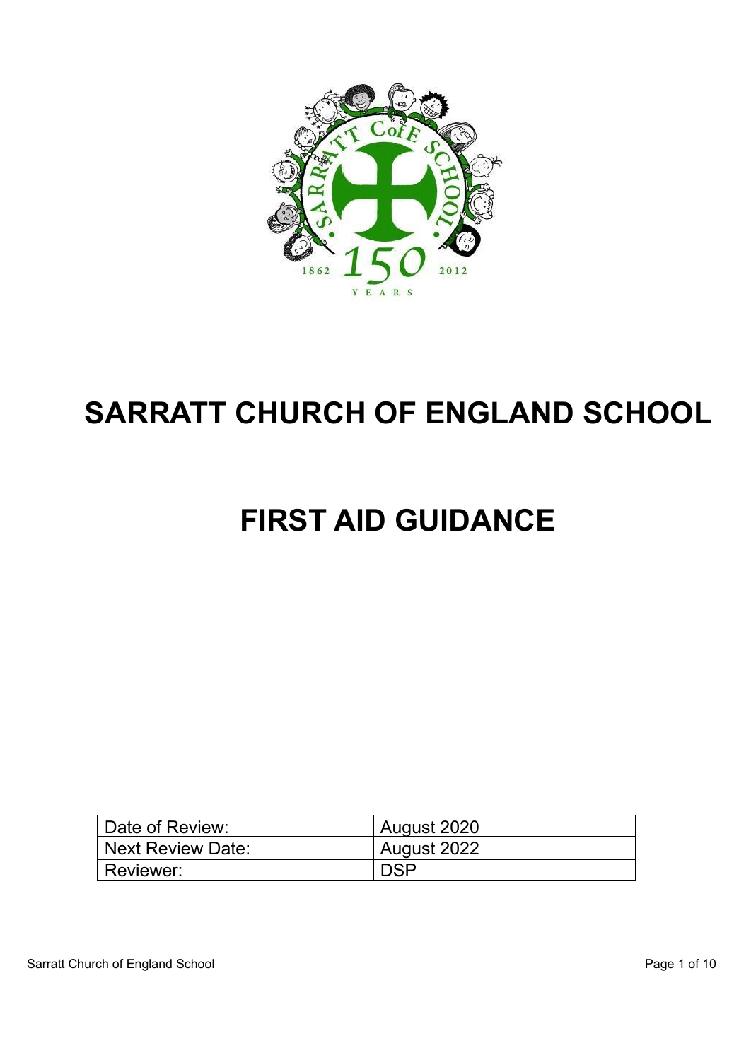# SARRATT CHURCH OF ENGLAND SCHOOL

# FIRST AID GUIDANCE

| Date of Review: | August 2020 |
| --- | --- |
| Next Review Date: | August 2022 |
| Reviewer: | DSP |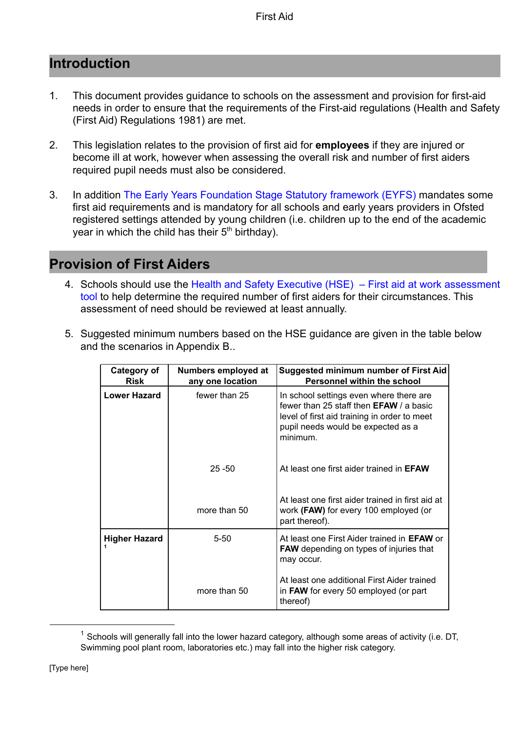## Introduction

1. This document provides guidance to schools on the assessment and provision for first-aid needs in order to ensure that the requirements of the First-aid regulations (Health and Safety (First Aid) Regulations 1981) are met.

2. This legislation relates to the provision of first aid for **employees** if they are injured or become ill at work, however when assessing the overall risk and number of first aiders required pupil needs must also be considered.

3. In addition The Early Years Foundation Stage Statutory framework (EYFS) mandates some first aid requirements and is mandatory for all schools and early years providers in Ofsted registered settings attended by young children (i.e. children up to the end of the academic year in which the child has their 5th birthday).

## Provision of First Aiders

4. Schools should use the Health and Safety Executive (HSE) – First aid at work assessment tool to help determine the required number of first aiders for their circumstances. This assessment of need should be reviewed at least annually.

5. Suggested minimum numbers based on the HSE guidance are given in the table below and the scenarios in Appendix B..

| Category of Risk | Numbers employed at any one location | Suggested minimum number of First Aid Personnel within the school |
|---|---|---|
| **Lower Hazard** | fewer than 25 | In school settings even where there are fewer than 25 staff then **EFAW** / a basic level of first aid training in order to meet pupil needs would be expected as a minimum. |
| | 25 -50 | At least one first aider trained in **EFAW** |
| | more than 50 | At least one first aider trained in first aid at work **(FAW)** for every 100 employed (or part thereof). |
| **Higher Hazard** [1] | 5-50 | At least one First Aider trained in **EFAW** or **FAW** depending on types of injuries that may occur. |
| | more than 50 | At least one additional First Aider trained in **FAW** for every 50 employed (or part thereof) |

[1] Schools will generally fall into the lower hazard category, although some areas of activity (i.e. DT, Swimming pool plant room, laboratories etc.) may fall into the higher risk category.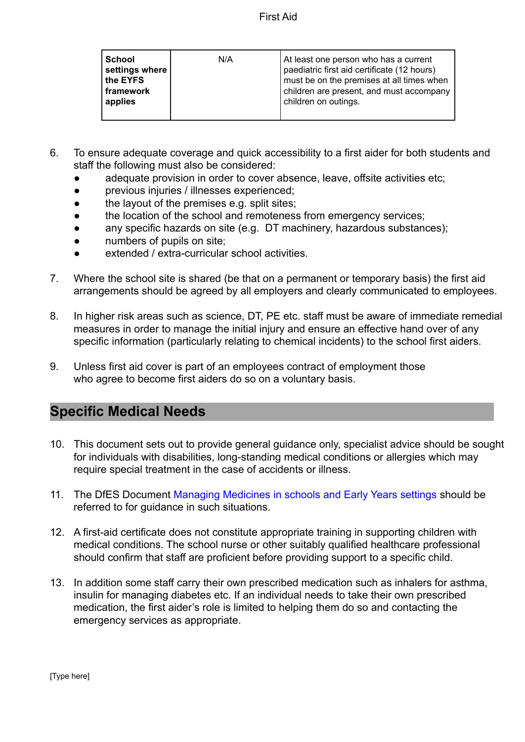| School settings where the EYFS framework applies | N/A | At least one person who has a current paediatric first aid certificate (12 hours) must be on the premises at all times when children are present, and must accompany children on outings. |
|---|---|---|

6. To ensure adequate coverage and quick accessibility to a first aider for both students and staff the following must also be considered:
   - adequate provision in order to cover absence, leave, offsite activities etc;
   - previous injuries / illnesses experienced;
   - the layout of the premises e.g. split sites;
   - the location of the school and remoteness from emergency services;
   - any specific hazards on site (e.g. DT machinery, hazardous substances);
   - numbers of pupils on site;
   - extended / extra-curricular school activities.

7. Where the school site is shared (be that on a permanent or temporary basis) the first aid arrangements should be agreed by all employers and clearly communicated to employees.

8. In higher risk areas such as science, DT, PE etc. staff must be aware of immediate remedial measures in order to manage the initial injury and ensure an effective hand over of any specific information (particularly relating to chemical incidents) to the school first aiders.

9. Unless first aid cover is part of an employees contract of employment those who agree to become first aiders do so on a voluntary basis.

## Specific Medical Needs

10. This document sets out to provide general guidance only, specialist advice should be sought for individuals with disabilities, long-standing medical conditions or allergies which may require special treatment in the case of accidents or illness.

11. The DfES Document Managing Medicines in schools and Early Years settings should be referred to for guidance in such situations.

12. A first-aid certificate does not constitute appropriate training in supporting children with medical conditions. The school nurse or other suitably qualified healthcare professional should confirm that staff are proficient before providing support to a specific child.

13. In addition some staff carry their own prescribed medication such as inhalers for asthma, insulin for managing diabetes etc. If an individual needs to take their own prescribed medication, the first aider's role is limited to helping them do so and contacting the emergency services as appropriate.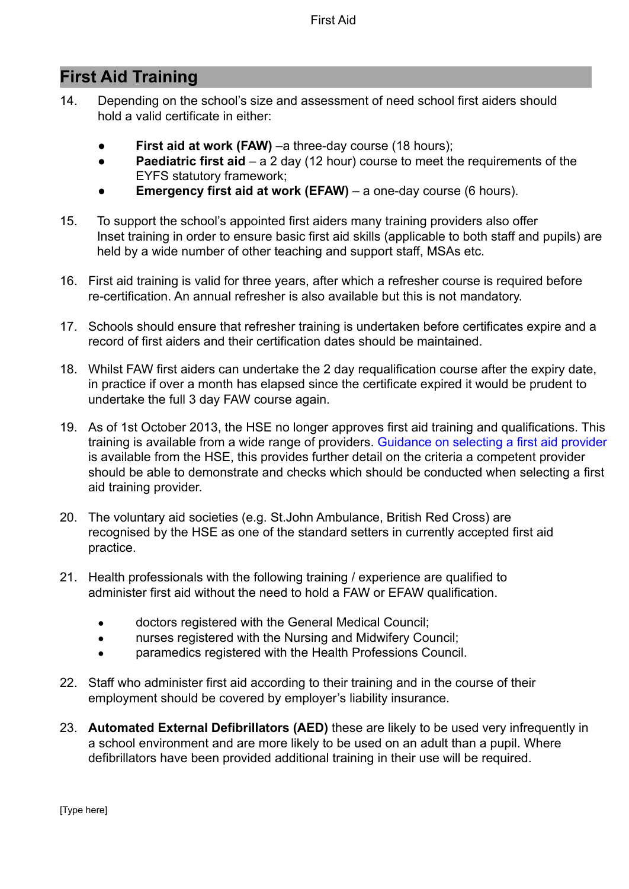## First Aid Training

14. Depending on the school's size and assessment of need school first aiders should hold a valid certificate in either:

    - **First aid at work (FAW)** –a three-day course (18 hours);
    - **Paediatric first aid** – a 2 day (12 hour) course to meet the requirements of the EYFS statutory framework;
    - **Emergency first aid at work (EFAW)** – a one-day course (6 hours).

15. To support the school's appointed first aiders many training providers also offer Inset training in order to ensure basic first aid skills (applicable to both staff and pupils) are held by a wide number of other teaching and support staff, MSAs etc.

16. First aid training is valid for three years, after which a refresher course is required before re-certification. An annual refresher is also available but this is not mandatory.

17. Schools should ensure that refresher training is undertaken before certificates expire and a record of first aiders and their certification dates should be maintained.

18. Whilst FAW first aiders can undertake the 2 day requalification course after the expiry date, in practice if over a month has elapsed since the certificate expired it would be prudent to undertake the full 3 day FAW course again.

19. As of 1st October 2013, the HSE no longer approves first aid training and qualifications. This training is available from a wide range of providers. Guidance on selecting a first aid provider is available from the HSE, this provides further detail on the criteria a competent provider should be able to demonstrate and checks which should be conducted when selecting a first aid training provider.

20. The voluntary aid societies (e.g. St.John Ambulance, British Red Cross) are recognised by the HSE as one of the standard setters in currently accepted first aid practice.

21. Health professionals with the following training / experience are qualified to administer first aid without the need to hold a FAW or EFAW qualification.

    - doctors registered with the General Medical Council;
    - nurses registered with the Nursing and Midwifery Council;
    - paramedics registered with the Health Professions Council.

22. Staff who administer first aid according to their training and in the course of their employment should be covered by employer's liability insurance.

23. **Automated External Defibrillators (AED)** these are likely to be used very infrequently in a school environment and are more likely to be used on an adult than a pupil. Where defibrillators have been provided additional training in their use will be required.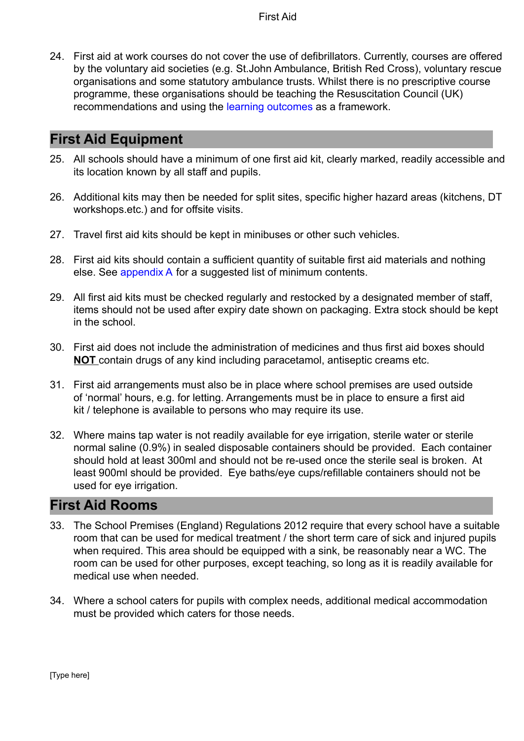24. First aid at work courses do not cover the use of defibrillators. Currently, courses are offered by the voluntary aid societies (e.g. St.John Ambulance, British Red Cross), voluntary rescue organisations and some statutory ambulance trusts. Whilst there is no prescriptive course programme, these organisations should be teaching the Resuscitation Council (UK) recommendations and using the learning outcomes as a framework.

## First Aid Equipment

25. All schools should have a minimum of one first aid kit, clearly marked, readily accessible and its location known by all staff and pupils.

26. Additional kits may then be needed for split sites, specific higher hazard areas (kitchens, DT workshops.etc.) and for offsite visits.

27. Travel first aid kits should be kept in minibuses or other such vehicles.

28. First aid kits should contain a sufficient quantity of suitable first aid materials and nothing else. See appendix A for a suggested list of minimum contents.

29. All first aid kits must be checked regularly and restocked by a designated member of staff, items should not be used after expiry date shown on packaging. Extra stock should be kept in the school.

30. First aid does not include the administration of medicines and thus first aid boxes should **NOT** contain drugs of any kind including paracetamol, antiseptic creams etc.

31. First aid arrangements must also be in place where school premises are used outside of 'normal' hours, e.g. for letting. Arrangements must be in place to ensure a first aid kit / telephone is available to persons who may require its use.

32. Where mains tap water is not readily available for eye irrigation, sterile water or sterile normal saline (0.9%) in sealed disposable containers should be provided. Each container should hold at least 300ml and should not be re-used once the sterile seal is broken. At least 900ml should be provided. Eye baths/eye cups/refillable containers should not be used for eye irrigation.

## First Aid Rooms

33. The School Premises (England) Regulations 2012 require that every school have a suitable room that can be used for medical treatment / the short term care of sick and injured pupils when required. This area should be equipped with a sink, be reasonably near a WC. The room can be used for other purposes, except teaching, so long as it is readily available for medical use when needed.

34. Where a school caters for pupils with complex needs, additional medical accommodation must be provided which caters for those needs.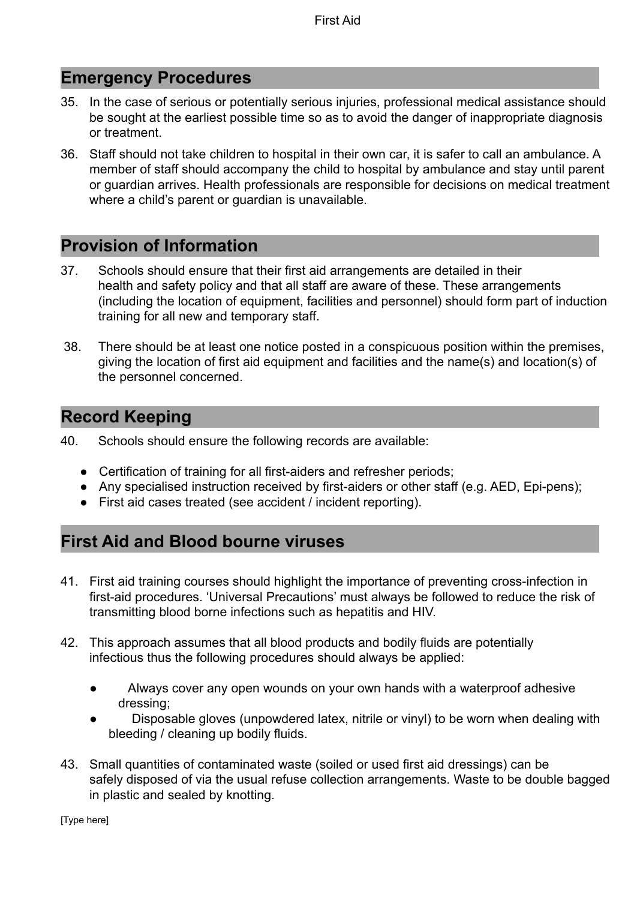## Emergency Procedures

35. In the case of serious or potentially serious injuries, professional medical assistance should be sought at the earliest possible time so as to avoid the danger of inappropriate diagnosis or treatment.

36. Staff should not take children to hospital in their own car, it is safer to call an ambulance. A member of staff should accompany the child to hospital by ambulance and stay until parent or guardian arrives. Health professionals are responsible for decisions on medical treatment where a child's parent or guardian is unavailable.

## Provision of Information

37. Schools should ensure that their first aid arrangements are detailed in their health and safety policy and that all staff are aware of these. These arrangements (including the location of equipment, facilities and personnel) should form part of induction training for all new and temporary staff.

38. There should be at least one notice posted in a conspicuous position within the premises, giving the location of first aid equipment and facilities and the name(s) and location(s) of the personnel concerned.

## Record Keeping

40. Schools should ensure the following records are available:

- Certification of training for all first-aiders and refresher periods;
- Any specialised instruction received by first-aiders or other staff (e.g. AED, Epi-pens);
- First aid cases treated (see accident / incident reporting).

## First Aid and Blood bourne viruses

41. First aid training courses should highlight the importance of preventing cross-infection in first-aid procedures. 'Universal Precautions' must always be followed to reduce the risk of transmitting blood borne infections such as hepatitis and HIV.

42. This approach assumes that all blood products and bodily fluids are potentially infectious thus the following procedures should always be applied:

- Always cover any open wounds on your own hands with a waterproof adhesive dressing;
- Disposable gloves (unpowdered latex, nitrile or vinyl) to be worn when dealing with bleeding / cleaning up bodily fluids.

43. Small quantities of contaminated waste (soiled or used first aid dressings) can be safely disposed of via the usual refuse collection arrangements. Waste to be double bagged in plastic and sealed by knotting.

[Type here]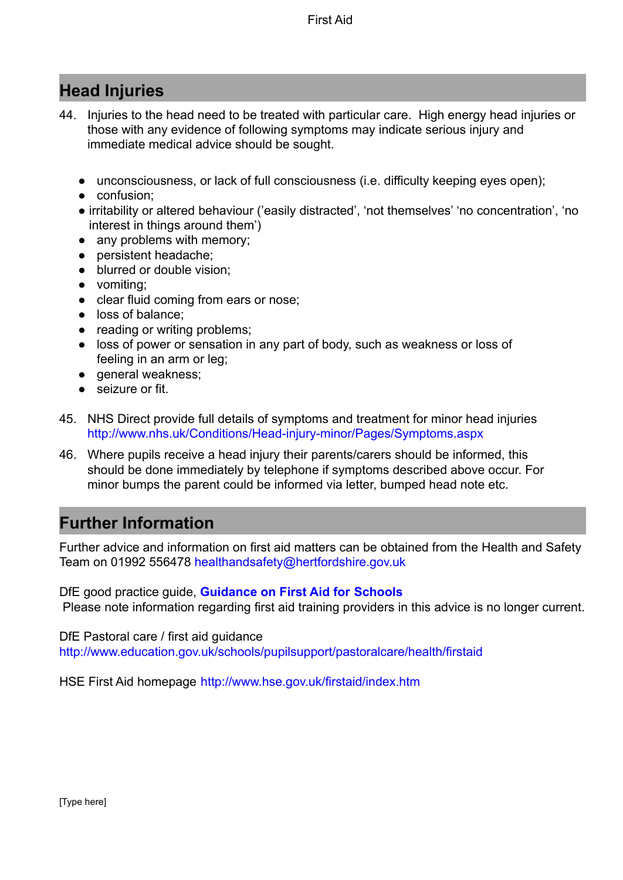## Head Injuries

44. Injuries to the head need to be treated with particular care. High energy head injuries or those with any evidence of following symptoms may indicate serious injury and immediate medical advice should be sought.

- unconsciousness, or lack of full consciousness (i.e. difficulty keeping eyes open);
- confusion;
- irritability or altered behaviour ('easily distracted', 'not themselves' 'no concentration', 'no interest in things around them')
- any problems with memory;
- persistent headache;
- blurred or double vision;
- vomiting;
- clear fluid coming from ears or nose;
- loss of balance;
- reading or writing problems;
- loss of power or sensation in any part of body, such as weakness or loss of feeling in an arm or leg;
- general weakness;
- seizure or fit.

45. NHS Direct provide full details of symptoms and treatment for minor head injuries http://www.nhs.uk/Conditions/Head-injury-minor/Pages/Symptoms.aspx

46. Where pupils receive a head injury their parents/carers should be informed, this should be done immediately by telephone if symptoms described above occur. For minor bumps the parent could be informed via letter, bumped head note etc.

## Further Information

Further advice and information on first aid matters can be obtained from the Health and Safety Team on 01992 556478 healthandsafety@hertfordshire.gov.uk

DfE good practice guide, **Guidance on First Aid for Schools**
Please note information regarding first aid training providers in this advice is no longer current.

DfE Pastoral care / first aid guidance
http://www.education.gov.uk/schools/pupilsupport/pastoralcare/health/firstaid

HSE First Aid homepage http://www.hse.gov.uk/firstaid/index.htm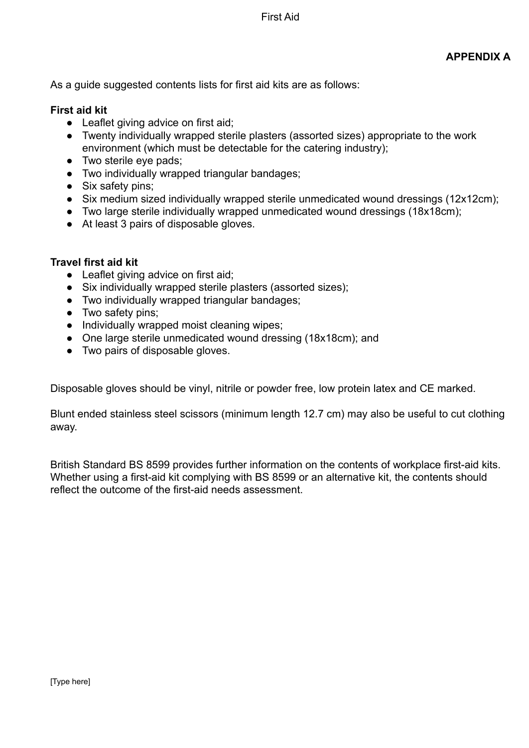## APPENDIX A

As a guide suggested contents lists for first aid kits are as follows:

**First aid kit**

- Leaflet giving advice on first aid;
- Twenty individually wrapped sterile plasters (assorted sizes) appropriate to the work environment (which must be detectable for the catering industry);
- Two sterile eye pads;
- Two individually wrapped triangular bandages;
- Six safety pins;
- Six medium sized individually wrapped sterile unmedicated wound dressings (12x12cm);
- Two large sterile individually wrapped unmedicated wound dressings (18x18cm);
- At least 3 pairs of disposable gloves.

**Travel first aid kit**

- Leaflet giving advice on first aid;
- Six individually wrapped sterile plasters (assorted sizes);
- Two individually wrapped triangular bandages;
- Two safety pins;
- Individually wrapped moist cleaning wipes;
- One large sterile unmedicated wound dressing (18x18cm); and
- Two pairs of disposable gloves.

Disposable gloves should be vinyl, nitrile or powder free, low protein latex and CE marked.

Blunt ended stainless steel scissors (minimum length 12.7 cm) may also be useful to cut clothing away.

British Standard BS 8599 provides further information on the contents of workplace first-aid kits. Whether using a first-aid kit complying with BS 8599 or an alternative kit, the contents should reflect the outcome of the first-aid needs assessment.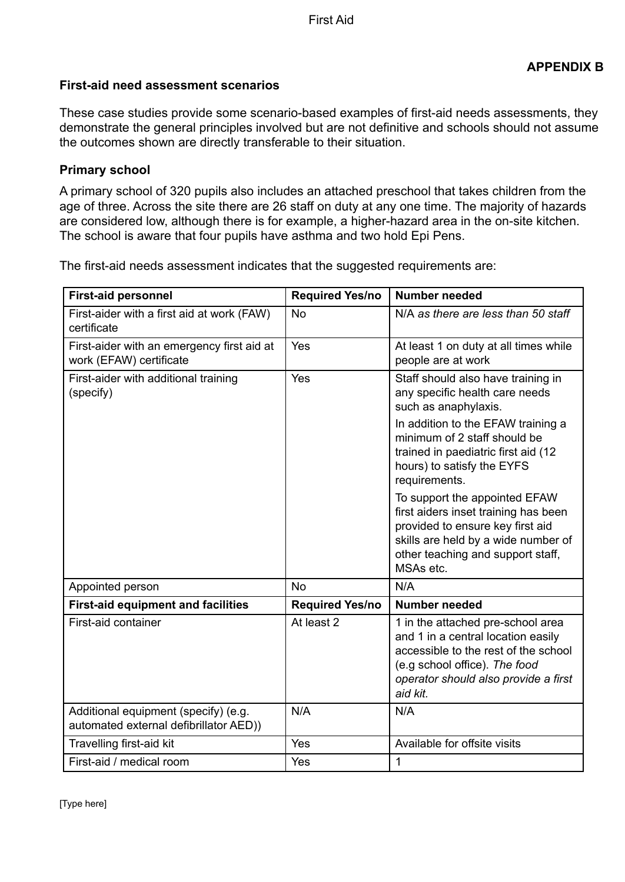**APPENDIX B**

**First-aid need assessment scenarios**

These case studies provide some scenario-based examples of first-aid needs assessments, they demonstrate the general principles involved but are not definitive and schools should not assume the outcomes shown are directly transferable to their situation.

**Primary school**

A primary school of 320 pupils also includes an attached preschool that takes children from the age of three. Across the site there are 26 staff on duty at any one time. The majority of hazards are considered low, although there is for example, a higher-hazard area in the on-site kitchen. The school is aware that four pupils have asthma and two hold Epi Pens.

The first-aid needs assessment indicates that the suggested requirements are:

| **First-aid personnel** | **Required Yes/no** | **Number needed** |
|---|---|---|
| First-aider with a first aid at work (FAW) certificate | No | N/A *as there are less than 50 staff* |
| First-aider with an emergency first aid at work (EFAW) certificate | Yes | At least 1 on duty at all times while people are at work |
| First-aider with additional training (specify) | Yes | Staff should also have training in any specific health care needs such as anaphylaxis.<br><br>In addition to the EFAW training a minimum of 2 staff should be trained in paediatric first aid (12 hours) to satisfy the EYFS requirements.<br><br>To support the appointed EFAW first aiders inset training has been provided to ensure key first aid skills are held by a wide number of other teaching and support staff, MSAs etc. |
| Appointed person | No | N/A |
| **First-aid equipment and facilities** | **Required Yes/no** | **Number needed** |
| First-aid container | At least 2 | 1 in the attached pre-school area and 1 in a central location easily accessible to the rest of the school (e.g school office). *The food operator should also provide a first aid kit.* |
| Additional equipment (specify) (e.g. automated external defibrillator AED)) | N/A | N/A |
| Travelling first-aid kit | Yes | Available for offsite visits |
| First-aid / medical room | Yes | 1 |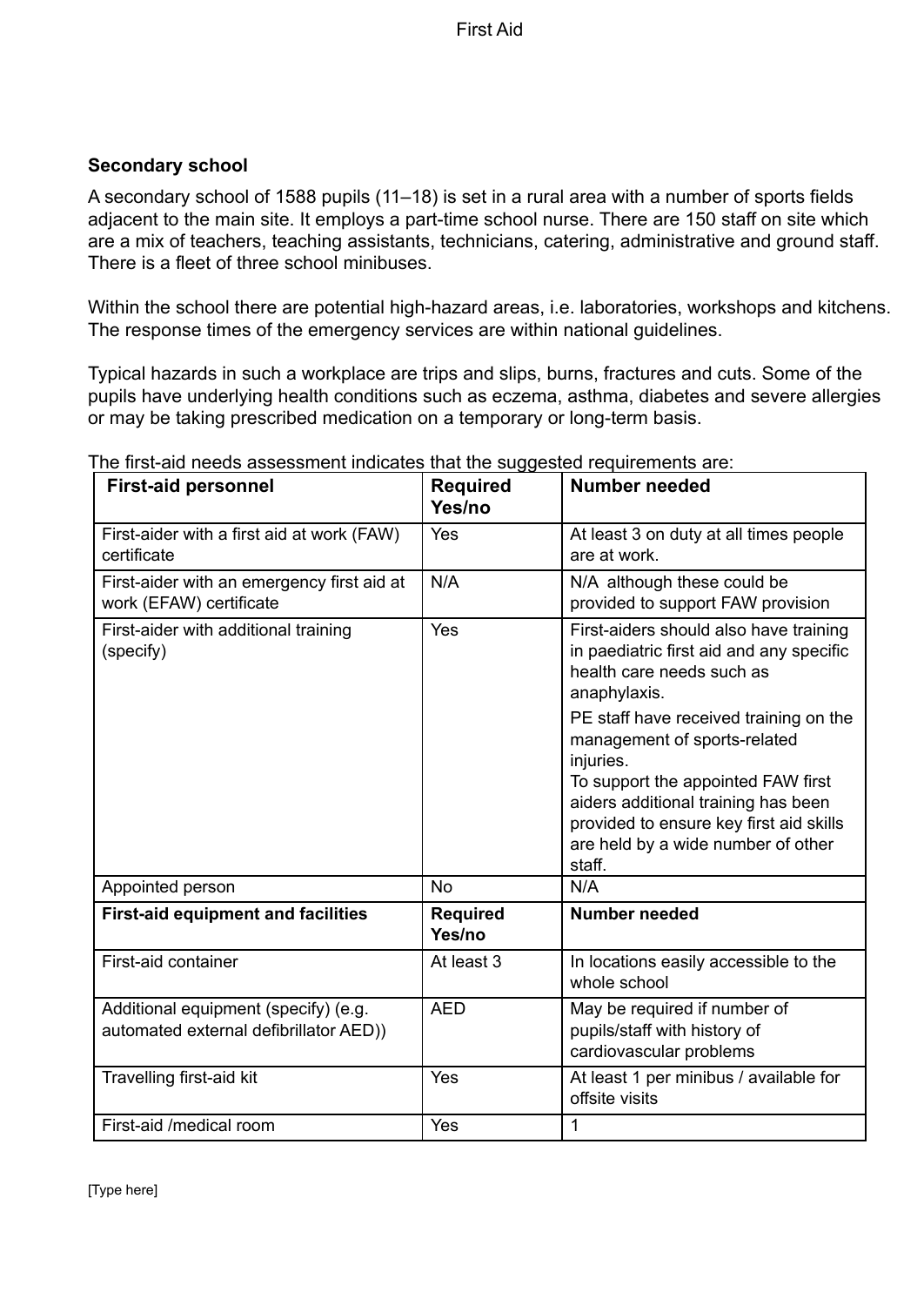**Secondary school**

A secondary school of 1588 pupils (11–18) is set in a rural area with a number of sports fields adjacent to the main site. It employs a part-time school nurse. There are 150 staff on site which are a mix of teachers, teaching assistants, technicians, catering, administrative and ground staff. There is a fleet of three school minibuses.

Within the school there are potential high-hazard areas, i.e. laboratories, workshops and kitchens. The response times of the emergency services are within national guidelines.

Typical hazards in such a workplace are trips and slips, burns, fractures and cuts. Some of the pupils have underlying health conditions such as eczema, asthma, diabetes and severe allergies or may be taking prescribed medication on a temporary or long-term basis.

The first-aid needs assessment indicates that the suggested requirements are:

| **First-aid personnel** | **Required Yes/no** | **Number needed** |
|---|---|---|
| First-aider with a first aid at work (FAW) certificate | Yes | At least 3 on duty at all times people are at work. |
| First-aider with an emergency first aid at work (EFAW) certificate | N/A | N/A although these could be provided to support FAW provision |
| First-aider with additional training (specify) | Yes | First-aiders should also have training in paediatric first aid and any specific health care needs such as anaphylaxis. PE staff have received training on the management of sports-related injuries. To support the appointed FAW first aiders additional training has been provided to ensure key first aid skills are held by a wide number of other staff. |
| Appointed person | No | N/A |
| **First-aid equipment and facilities** | **Required Yes/no** | **Number needed** |
| First-aid container | At least 3 | In locations easily accessible to the whole school |
| Additional equipment (specify) (e.g. automated external defibrillator AED)) | AED | May be required if number of pupils/staff with history of cardiovascular problems |
| Travelling first-aid kit | Yes | At least 1 per minibus / available for offsite visits |
| First-aid /medical room | Yes | 1 |